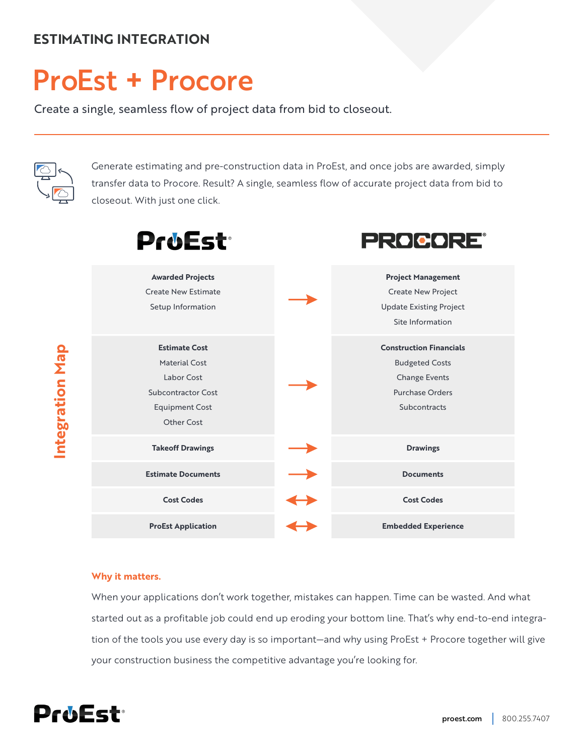ESTIMATING INTEGRATION

# ProEst + Procore

Create a single, seamless flow of project data from bid to closeout.

Generate estimating and pre-construction data in ProEst, and once jobs are awarded, simply transfer data to Procore. Result? A single, seamless flow of accurate project data from bid to closeout. With just one click.

## Integration Map

| ProEst | | Procore |
|---|---|---|
| **Awarded Projects**<br>Create New Estimate<br>Setup Information | → | **Project Management**<br>Create New Project<br>Update Existing Project<br>Site Information |
| **Estimate Cost**<br>Material Cost<br>Labor Cost<br>Subcontractor Cost<br>Equipment Cost<br>Other Cost | → | **Construction Financials**<br>Budgeted Costs<br>Change Events<br>Purchase Orders<br>Subcontracts |
| **Takeoff Drawings** | → | **Drawings** |
| **Estimate Documents** | → | **Documents** |
| **Cost Codes** | ↔ | **Cost Codes** |
| **ProEst Application** | ↔ | **Embedded Experience** |

### Why it matters.

When your applications don't work together, mistakes can happen. Time can be wasted. And what started out as a profitable job could end up eroding your bottom line. That's why end-to-end integration of the tools you use every day is so important—and why using ProEst + Procore together will give your construction business the competitive advantage you're looking for.

ProEst

proest.com | 800.255.7407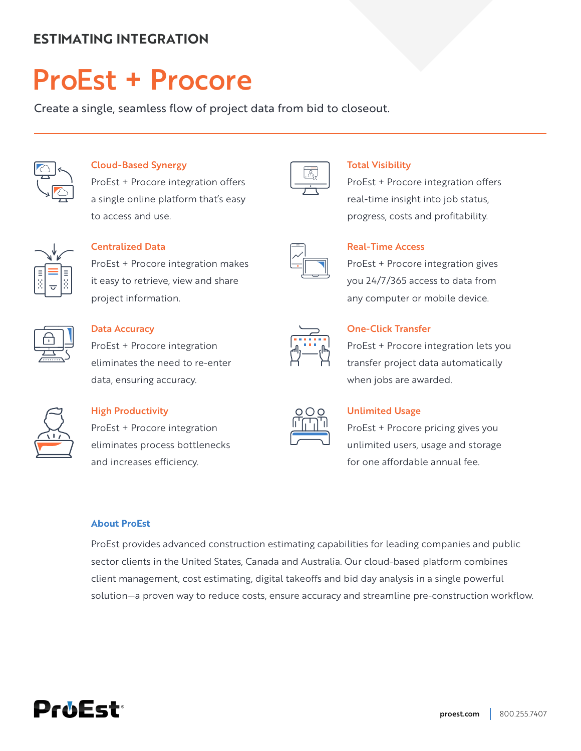ESTIMATING INTEGRATION

# ProEst + Procore

Create a single, seamless flow of project data from bid to closeout.

### Cloud-Based Synergy

ProEst + Procore integration offers a single online platform that's easy to access and use.

### Total Visibility

ProEst + Procore integration offers real-time insight into job status, progress, costs and profitability.

### Centralized Data

ProEst + Procore integration makes it easy to retrieve, view and share project information.

### Real-Time Access

ProEst + Procore integration gives you 24/7/365 access to data from any computer or mobile device.

### Data Accuracy

ProEst + Procore integration eliminates the need to re-enter data, ensuring accuracy.

### One-Click Transfer

ProEst + Procore integration lets you transfer project data automatically when jobs are awarded.

### High Productivity

ProEst + Procore integration eliminates process bottlenecks and increases efficiency.

### Unlimited Usage

ProEst + Procore pricing gives you unlimited users, usage and storage for one affordable annual fee.

### About ProEst

ProEst provides advanced construction estimating capabilities for leading companies and public sector clients in the United States, Canada and Australia. Our cloud-based platform combines client management, cost estimating, digital takeoffs and bid day analysis in a single powerful solution—a proven way to reduce costs, ensure accuracy and streamline pre-construction workflow.

ProEst

proest.com | 800.255.7407